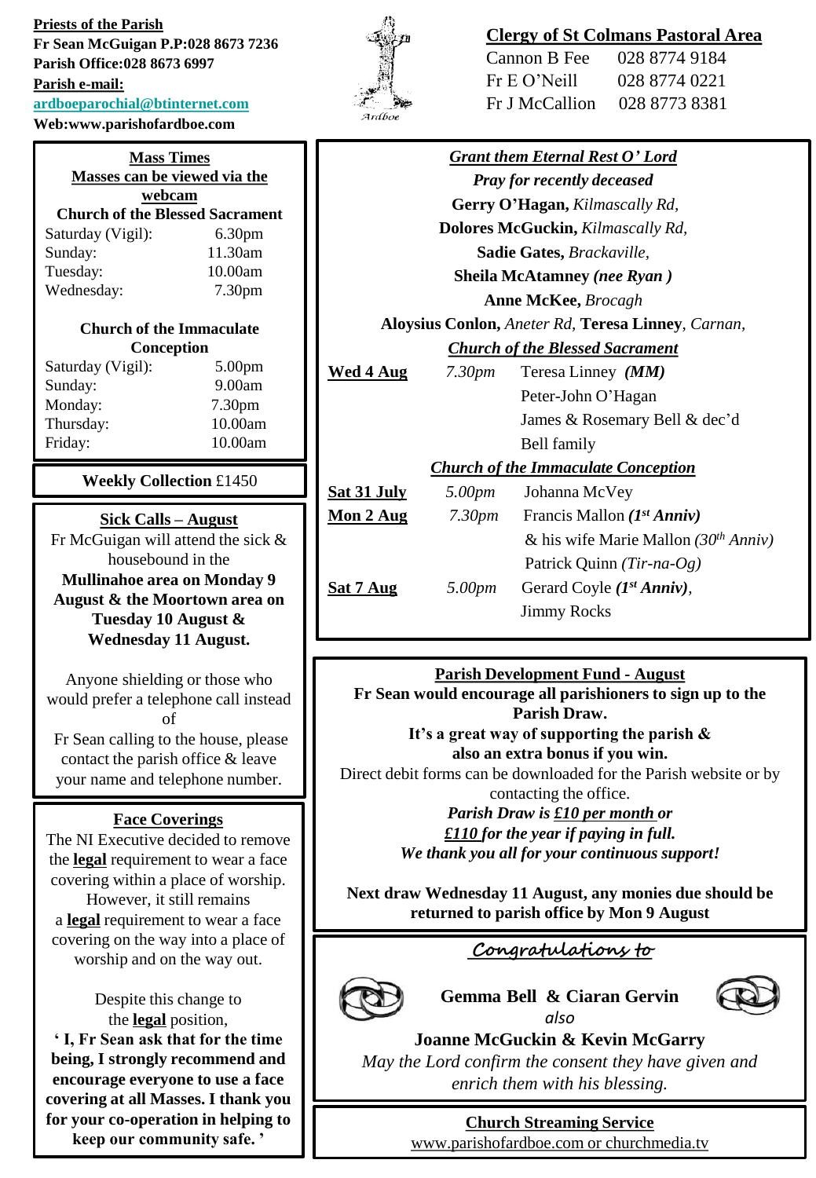**Priests of the Parish**
**Fr Sean McGuigan P.P:028 8673 7236**
**Parish Office:028 8673 6997**
**Parish e-mail:**
**ardboeparochial@btinternet.com**
**Web:www.parishofardboe.com**

Ardboe

**Clergy of St Colmans Pastoral Area**

| | |
|---|---|
| Cannon B Fee | 028 8774 9184 |
| Fr E O'Neill | 028 8774 0221 |
| Fr J McCallion | 028 8773 8381 |

**Mass Times**
**Masses can be viewed via the webcam**

**Church of the Blessed Sacrament**

| | |
|---|---|
| Saturday (Vigil): | 6.30pm |
| Sunday: | 11.30am |
| Tuesday: | 10.00am |
| Wednesday: | 7.30pm |

**Church of the Immaculate Conception**

| | |
|---|---|
| Saturday (Vigil): | 5.00pm |
| Sunday: | 9.00am |
| Monday: | 7.30pm |
| Thursday: | 10.00am |
| Friday: | 10.00am |

**Weekly Collection** £1450

**Sick Calls – August**

Fr McGuigan will attend the sick & housebound in the **Mullinahoe area on Monday 9 August & the Moortown area on Tuesday 10 August & Wednesday 11 August.**

Anyone shielding or those who would prefer a telephone call instead of Fr Sean calling to the house, please contact the parish office & leave your name and telephone number.

**Face Coverings**

The NI Executive decided to remove the **legal** requirement to wear a face covering within a place of worship. However, it still remains a **legal** requirement to wear a face covering on the way into a place of worship and on the way out.

Despite this change to the **legal** position,
**' I, Fr Sean ask that for the time being, I strongly recommend and encourage everyone to use a face covering at all Masses. I thank you for your co-operation in helping to keep our community safe. '**

***Grant them Eternal Rest O' Lord***
***Pray for recently deceased***

**Gerry O'Hagan,** *Kilmascally Rd,*
**Dolores McGuckin,** *Kilmascally Rd,*
**Sadie Gates,** *Brackaville,*
**Sheila McAtamney** ***(nee Ryan )***
**Anne McKee,** *Brocagh*
**Aloysius Conlon,** *Aneter Rd,* **Teresa Linney**, *Carnan,*

***Church of the Blessed Sacrament***

| | | |
|---|---|---|
| **Wed 4 Aug** | *7.30pm* | Teresa Linney ***(MM)*** |
| | | Peter-John O'Hagan |
| | | James & Rosemary Bell & dec'd Bell family |

***Church of the Immaculate Conception***

| | | |
|---|---|---|
| **Sat 31 July** | *5.00pm* | Johanna McVey |
| **Mon 2 Aug** | *7.30pm* | Francis Mallon ***(1st Anniv)*** |
| | | & his wife Marie Mallon *(30th Anniv)* |
| | | Patrick Quinn *(Tir-na-Og)* |
| **Sat 7 Aug** | *5.00pm* | Gerard Coyle ***(1st Anniv)***, |
| | | Jimmy Rocks |

**Parish Development Fund - August**

**Fr Sean would encourage all parishioners to sign up to the Parish Draw.**
**It's a great way of supporting the parish & also an extra bonus if you win.**
Direct debit forms can be downloaded for the Parish website or by contacting the office.
***Parish Draw is £10 per month or £110 for the year if paying in full.***
***We thank you all for your continuous support!***

**Next draw Wednesday 11 August, any monies due should be returned to parish office by Mon 9 August**

**Congratulations to**

**Gemma Bell & Ciaran Gervin**
*also*
**Joanne McGuckin & Kevin McGarry**
*May the Lord confirm the consent they have given and enrich them with his blessing.*

**Church Streaming Service**
www.parishofardboe.com or churchmedia.tv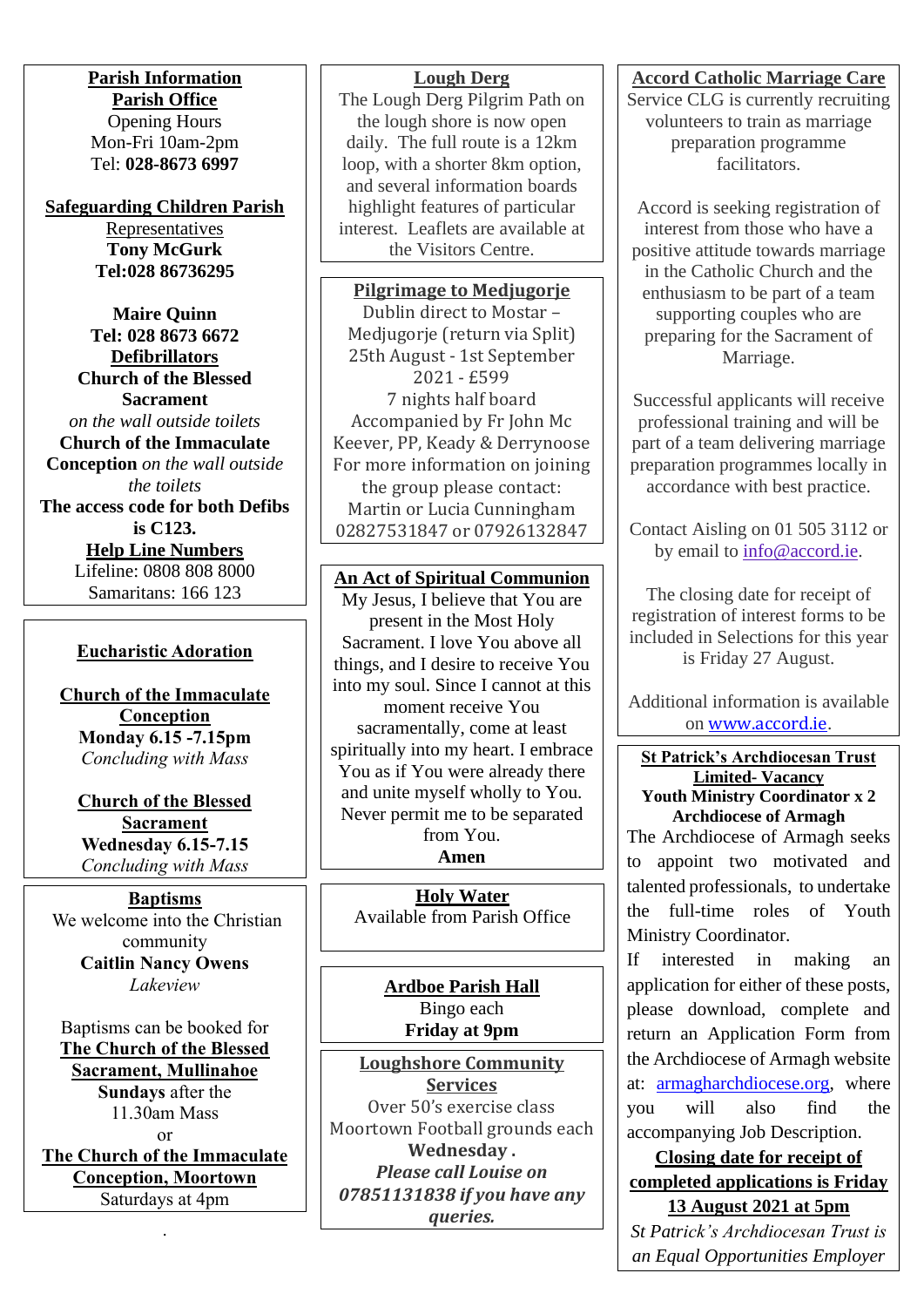## Parish Information

**Parish Office**

Opening Hours
Mon-Fri 10am-2pm
Tel: **028-8673 6997**

**Safeguarding Children Parish Representatives**

**Tony McGurk**
**Tel:028 86736295**

**Maire Quinn**
**Tel: 028 8673 6672**

**Defibrillators**

**Church of the Blessed Sacrament** *on the wall outside toilets*
**Church of the Immaculate Conception** *on the wall outside the toilets*
**The access code for both Defibs is C123.**

**Help Line Numbers**

Lifeline: 0808 808 8000
Samaritans: 166 123

## Eucharistic Adoration

**Church of the Immaculate Conception**
**Monday 6.15 -7.15pm**
*Concluding with Mass*

**Church of the Blessed Sacrament**
**Wednesday 6.15-7.15**
*Concluding with Mass*

## Baptisms

We welcome into the Christian community
**Caitlin Nancy Owens**
*Lakeview*

Baptisms can be booked for
**The Church of the Blessed Sacrament, Mullinahoe**
**Sundays** after the 11.30am Mass
or
**The Church of the Immaculate Conception, Moortown**
Saturdays at 4pm

## Lough Derg

The Lough Derg Pilgrim Path on the lough shore is now open daily. The full route is a 12km loop, with a shorter 8km option, and several information boards highlight features of particular interest. Leaflets are available at the Visitors Centre.

## Pilgrimage to Medjugorje

Dublin direct to Mostar – Medjugorje (return via Split)
25th August - 1st September 2021 - £599
7 nights half board
Accompanied by Fr John Mc Keever, PP, Keady & Derrynoose
For more information on joining the group please contact:
Martin or Lucia Cunningham
02827531847 or 07926132847

## An Act of Spiritual Communion

My Jesus, I believe that You are present in the Most Holy Sacrament. I love You above all things, and I desire to receive You into my soul. Since I cannot at this moment receive You sacramentally, come at least spiritually into my heart. I embrace You as if You were already there and unite myself wholly to You. Never permit me to be separated from You.
**Amen**

## Holy Water

Available from Parish Office

## Ardboe Parish Hall

Bingo each
**Friday at 9pm**

## Loughshore Community Services

Over 50's exercise class
Moortown Football grounds each **Wednesday .**
***Please call Louise on 07851131838 if you have any queries.***

## Accord Catholic Marriage Care

Service CLG is currently recruiting volunteers to train as marriage preparation programme facilitators.

Accord is seeking registration of interest from those who have a positive attitude towards marriage in the Catholic Church and the enthusiasm to be part of a team supporting couples who are preparing for the Sacrament of Marriage.

Successful applicants will receive professional training and will be part of a team delivering marriage preparation programmes locally in accordance with best practice.

Contact Aisling on 01 505 3112 or by email to info@accord.ie.

The closing date for receipt of registration of interest forms to be included in Selections for this year is Friday 27 August.

Additional information is available on www.accord.ie.

## St Patrick's Archdiocesan Trust Limited- Vacancy

**Youth Ministry Coordinator x 2**
**Archdiocese of Armagh**

The Archdiocese of Armagh seeks to appoint two motivated and talented professionals, to undertake the full-time roles of Youth Ministry Coordinator.

If interested in making an application for either of these posts, please download, complete and return an Application Form from the Archdiocese of Armagh website at: armagharchdiocese.org, where you will also find the accompanying Job Description.

**Closing date for receipt of completed applications is Friday 13 August 2021 at 5pm**

*St Patrick's Archdiocesan Trust is an Equal Opportunities Employer*